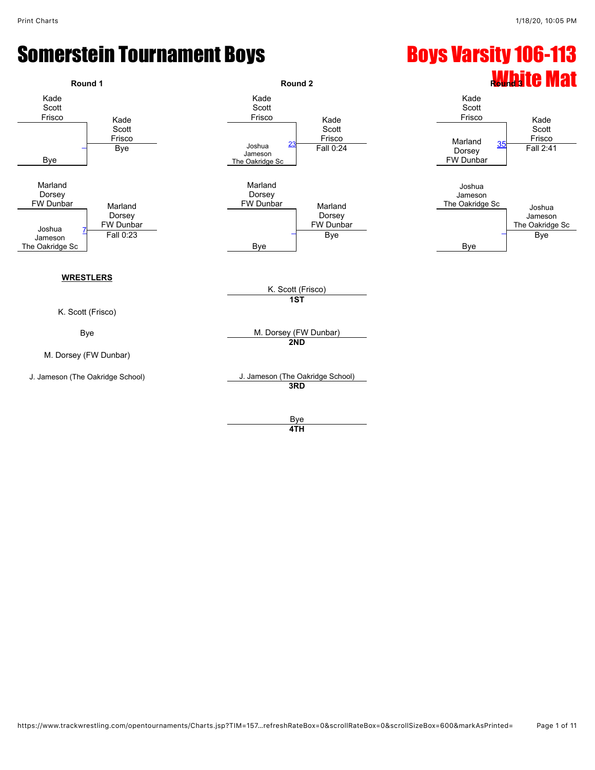# Somerstein Tournament Boys

## Boys Varsity 106-113

## White Mat

### Round 1

| Match | Wrestler 1 | Wrestler 2 | Winner | Result |
|---|---|---|---|---|
| – | Kade Scott Frisco | Bye | Kade Scott Frisco | Bye |
| 7 | Marland Dorsey FW Dunbar | Joshua Jameson The Oakridge Sc | Marland Dorsey FW Dunbar | Fall 0:23 |

### Round 2

| Match | Wrestler 1 | Wrestler 2 | Winner | Result |
|---|---|---|---|---|
| 23 | Kade Scott Frisco | Joshua Jameson The Oakridge Sc | Kade Scott Frisco | Fall 0:24 |
| – | Marland Dorsey FW Dunbar | Bye | Marland Dorsey FW Dunbar | Bye |

### Round 3

| Match | Wrestler 1 | Wrestler 2 | Winner | Result |
|---|---|---|---|---|
| 35 | Kade Scott Frisco | Marland Dorsey FW Dunbar | Kade Scott Frisco | Fall 2:41 |
| – | Joshua Jameson The Oakridge Sc | Bye | Joshua Jameson The Oakridge Sc | Bye |

**WRESTLERS**

K. Scott (Frisco)

Bye

M. Dorsey (FW Dunbar)

J. Jameson (The Oakridge School)

| Place | Wrestler |
|---|---|
| **1ST** | K. Scott (Frisco) |
| **2ND** | M. Dorsey (FW Dunbar) |
| **3RD** | J. Jameson (The Oakridge School) |
| **4TH** | Bye |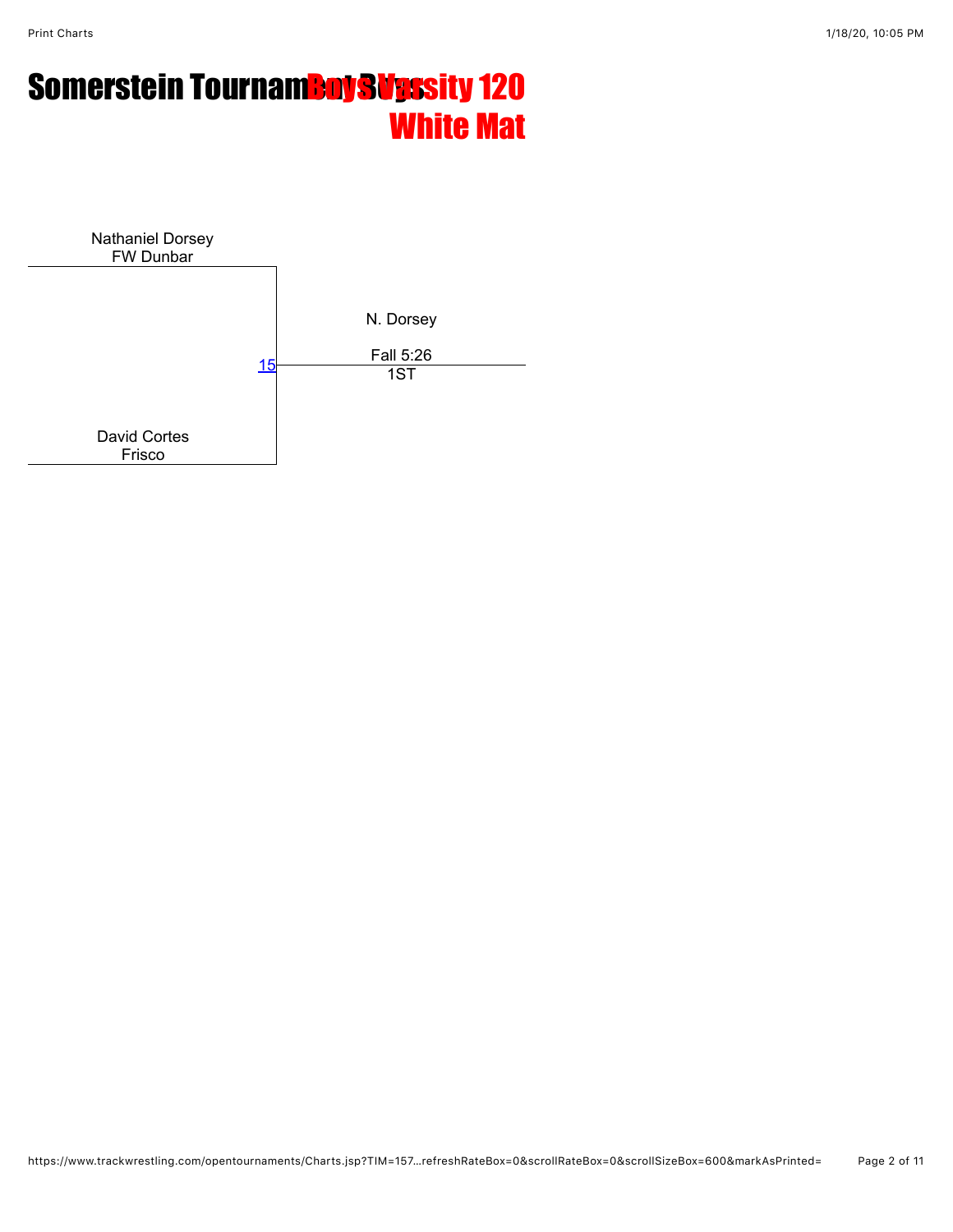# Somerstein Tournament Boys Varsity 120

## White Mat

Nathaniel Dorsey
FW Dunbar

15

David Cortes
Frisco

N. Dorsey

Fall 5:26
1ST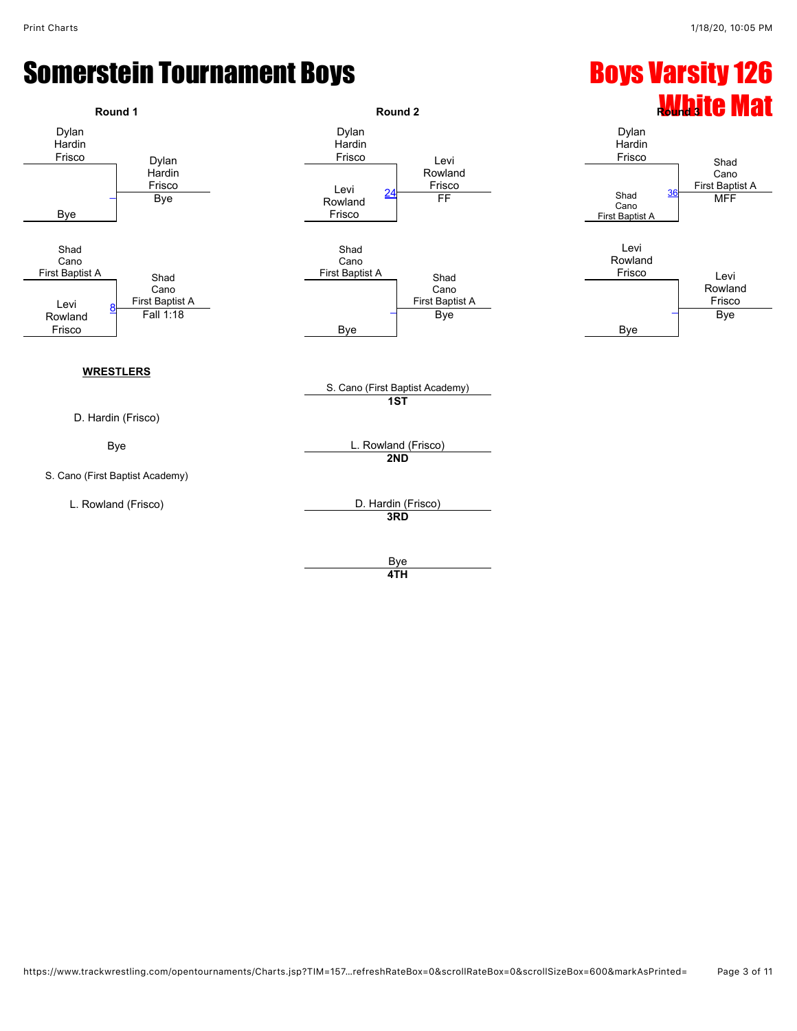# Somerstein Tournament Boys

## Boys Varsity 126
## White Mat

### Round 1

| Match | Wrestler 1 | Wrestler 2 | Winner | Result |
|---|---|---|---|---|
| – | Dylan Hardin, Frisco | Bye | Dylan Hardin, Frisco | Bye |
| 8 | Shad Cano, First Baptist A | Levi Rowland, Frisco | Shad Cano, First Baptist A | Fall 1:18 |

### Round 2

| Match | Wrestler 1 | Wrestler 2 | Winner | Result |
|---|---|---|---|---|
| 24 | Dylan Hardin, Frisco | Levi Rowland, Frisco | Levi Rowland, Frisco | FF |
| – | Shad Cano, First Baptist A | Bye | Shad Cano, First Baptist A | Bye |

### Round 3

| Match | Wrestler 1 | Wrestler 2 | Winner | Result |
|---|---|---|---|---|
| 36 | Dylan Hardin, Frisco | Shad Cano, First Baptist A | Shad Cano, First Baptist A | MFF |
| – | Levi Rowland, Frisco | Bye | Levi Rowland, Frisco | Bye |

**WRESTLERS**

- D. Hardin (Frisco)
- Bye
- S. Cano (First Baptist Academy)
- L. Rowland (Frisco)

**Placements**

- **1ST**: S. Cano (First Baptist Academy)
- **2ND**: L. Rowland (Frisco)
- **3RD**: D. Hardin (Frisco)
- **4TH**: Bye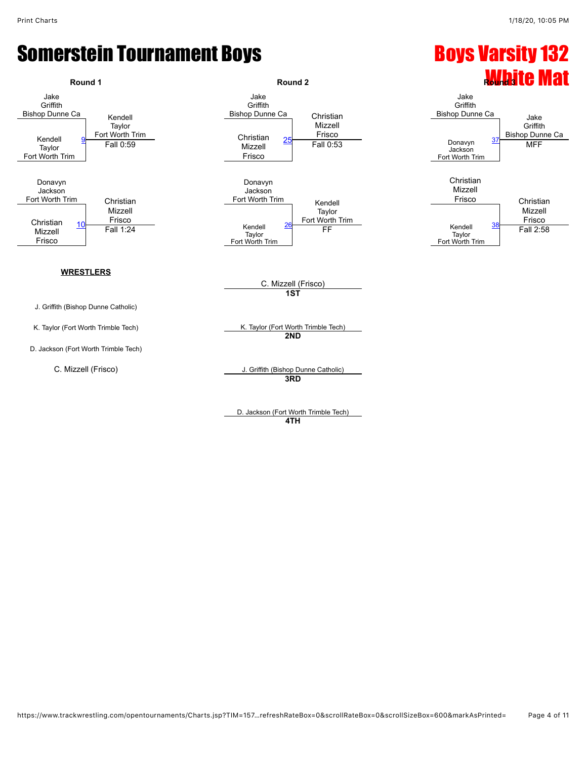# Somerstein Tournament Boys

## Boys Varsity 132 White Mat

### Round 1

| Match | Wrestler 1 | Wrestler 2 | Winner | Result |
|---|---|---|---|---|
| 9 | Jake Griffith, Bishop Dunne Ca | Kendell Taylor, Fort Worth Trim | Kendell Taylor, Fort Worth Trim | Fall 0:59 |
| 10 | Donavyn Jackson, Fort Worth Trim | Christian Mizzell, Frisco | Christian Mizzell, Frisco | Fall 1:24 |

### Round 2

| Match | Wrestler 1 | Wrestler 2 | Winner | Result |
|---|---|---|---|---|
| 25 | Jake Griffith, Bishop Dunne Ca | Christian Mizzell, Frisco | Christian Mizzell, Frisco | Fall 0:53 |
| 26 | Donavyn Jackson, Fort Worth Trim | Kendell Taylor, Fort Worth Trim | Kendell Taylor, Fort Worth Trim | FF |

### Round 3

| Match | Wrestler 1 | Wrestler 2 | Winner | Result |
|---|---|---|---|---|
| 37 | Jake Griffith, Bishop Dunne Ca | Donavyn Jackson, Fort Worth Trim | Jake Griffith, Bishop Dunne Ca | MFF |
| 38 | Christian Mizzell, Frisco | Kendell Taylor, Fort Worth Trim | Christian Mizzell, Frisco | Fall 2:58 |

### WRESTLERS

- J. Griffith (Bishop Dunne Catholic)
- K. Taylor (Fort Worth Trimble Tech)
- D. Jackson (Fort Worth Trimble Tech)
- C. Mizzell (Frisco)

### Placements

- **1ST**: C. Mizzell (Frisco)
- **2ND**: K. Taylor (Fort Worth Trimble Tech)
- **3RD**: J. Griffith (Bishop Dunne Catholic)
- **4TH**: D. Jackson (Fort Worth Trimble Tech)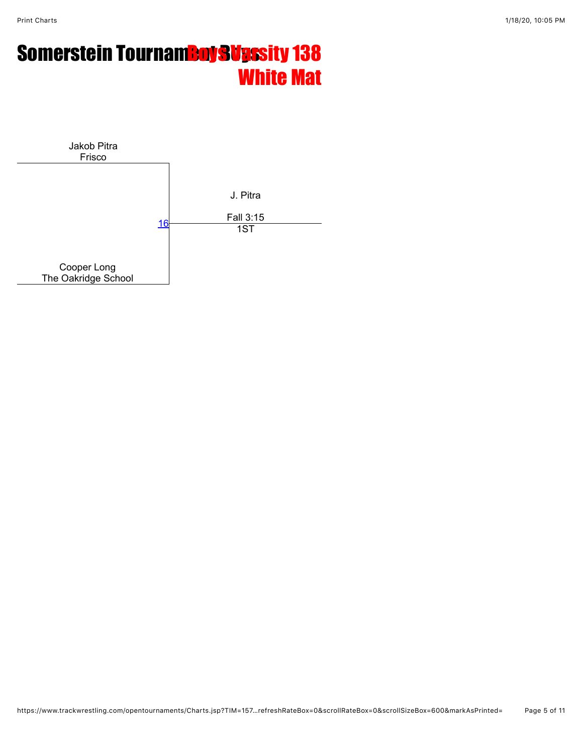# Somerstein Tournament Boys Varsity 138

## White Mat

Jakob Pitra
Frisco

16

J. Pitra

Fall 3:15
1ST

Cooper Long
The Oakridge School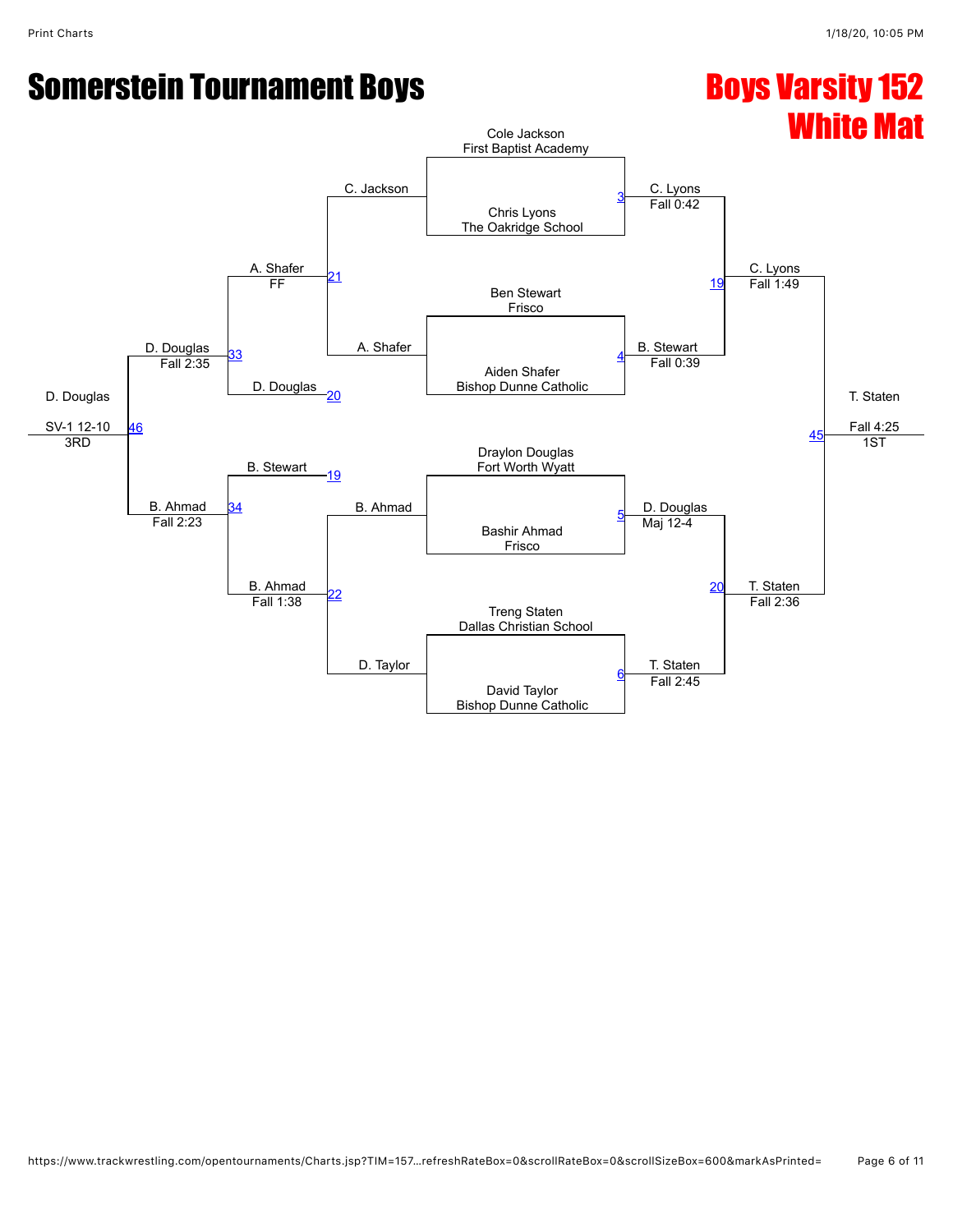# Somerstein Tournament Boys

## Boys Varsity 152
## White Mat

### Championship Bracket

| Match | Wrestler 1 | Wrestler 2 | Winner | Result |
|---|---|---|---|---|
| 3 | Cole Jackson (First Baptist Academy) | Chris Lyons (The Oakridge School) | C. Lyons | Fall 0:42 |
| 4 | Ben Stewart (Frisco) | Aiden Shafer (Bishop Dunne Catholic) | B. Stewart | Fall 0:39 |
| 5 | Draylon Douglas (Fort Worth Wyatt) | Bashir Ahmad (Frisco) | D. Douglas | Maj 12-4 |
| 6 | Treng Staten (Dallas Christian School) | David Taylor (Bishop Dunne Catholic) | T. Staten | Fall 2:45 |
| 19 | C. Lyons | B. Stewart | C. Lyons | Fall 1:49 |
| 20 | D. Douglas | T. Staten | T. Staten | Fall 2:36 |
| 45 | C. Lyons | T. Staten | T. Staten | Fall 4:25 |

**1ST:** T. Staten

### Consolation Bracket

| Match | Wrestler 1 | Wrestler 2 | Winner | Result |
|---|---|---|---|---|
| 21 | C. Jackson | A. Shafer | A. Shafer | FF |
| 22 | B. Ahmad | D. Taylor | B. Ahmad | Fall 1:38 |
| 33 | A. Shafer | D. Douglas | D. Douglas | Fall 2:35 |
| 34 | B. Stewart | B. Ahmad | B. Ahmad | Fall 2:23 |
| 46 | D. Douglas | B. Ahmad | D. Douglas | SV-1 12-10 |

**3RD:** D. Douglas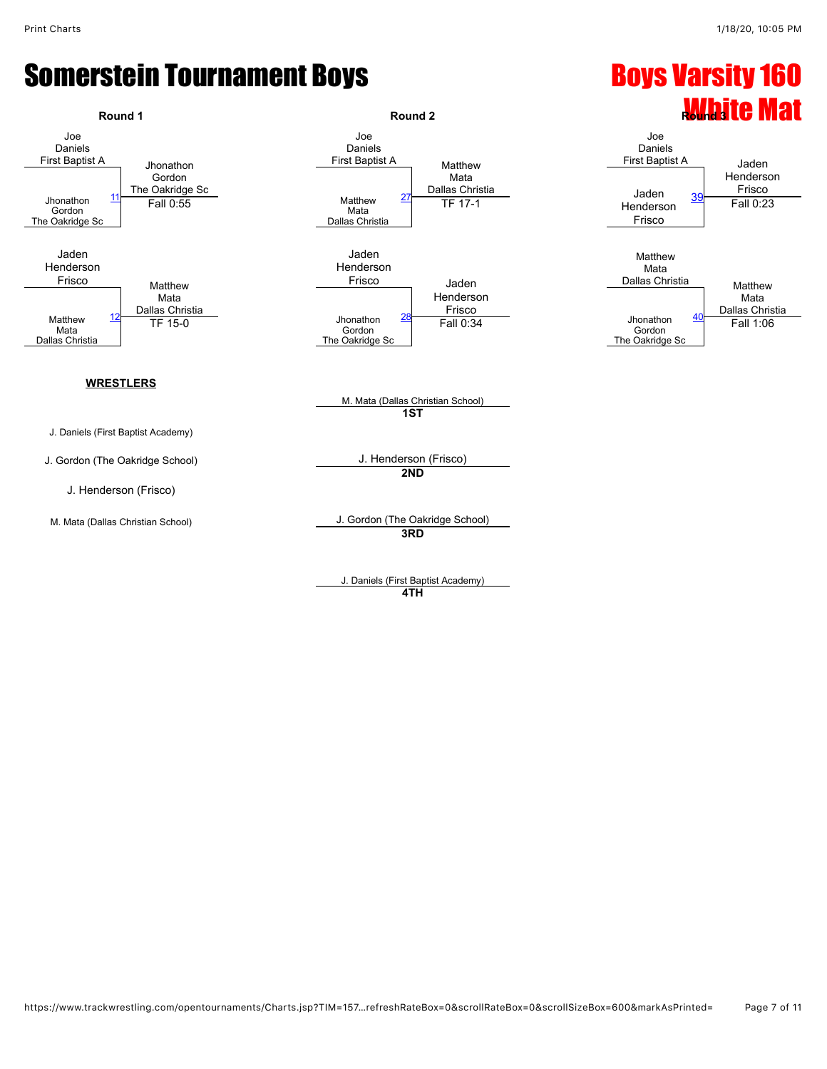# Somerstein Tournament Boys

# Boys Varsity 160

## White Mat

### Round 1

| Match | Wrestler 1 | Wrestler 2 | Winner | Result |
|---|---|---|---|---|
| 11 | Joe Daniels, First Baptist A | Jhonathon Gordon, The Oakridge Sc | Jhonathon Gordon, The Oakridge Sc | Fall 0:55 |
| 12 | Jaden Henderson, Frisco | Matthew Mata, Dallas Christia | Matthew Mata, Dallas Christia | TF 15-0 |

### Round 2

| Match | Wrestler 1 | Wrestler 2 | Winner | Result |
|---|---|---|---|---|
| 27 | Joe Daniels, First Baptist A | Matthew Mata, Dallas Christia | Matthew Mata, Dallas Christia | TF 17-1 |
| 28 | Jaden Henderson, Frisco | Jhonathon Gordon, The Oakridge Sc | Jaden Henderson, Frisco | Fall 0:34 |

### Round 3

| Match | Wrestler 1 | Wrestler 2 | Winner | Result |
|---|---|---|---|---|
| 39 | Joe Daniels, First Baptist A | Jaden Henderson, Frisco | Jaden Henderson, Frisco | Fall 0:23 |
| 40 | Matthew Mata, Dallas Christia | Jhonathon Gordon, The Oakridge Sc | Matthew Mata, Dallas Christia | Fall 1:06 |

**WRESTLERS**

- J. Daniels (First Baptist Academy)
- J. Gordon (The Oakridge School)
- J. Henderson (Frisco)
- M. Mata (Dallas Christian School)

**1ST** M. Mata (Dallas Christian School)

**2ND** J. Henderson (Frisco)

**3RD** J. Gordon (The Oakridge School)

**4TH** J. Daniels (First Baptist Academy)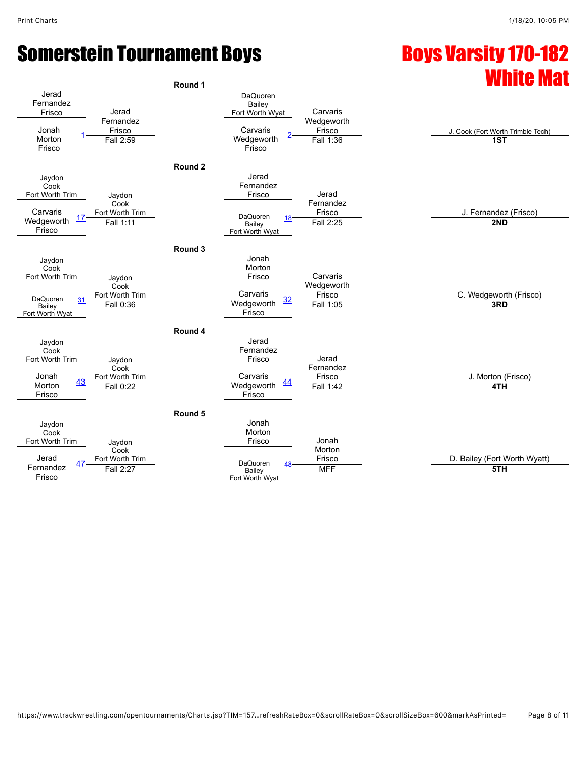# Somerstein Tournament Boys

# Boys Varsity 170-182 White Mat

## Round 1

| Bout | Wrestler 1 | Wrestler 2 | Winner | Result |
|---|---|---|---|---|
| 1 | Jerad Fernandez, Frisco | Jonah Morton, Frisco | Jerad Fernandez, Frisco | Fall 2:59 |
| 2 | DaQuoren Bailey, Fort Worth Wyat | Carvaris Wedgeworth, Frisco | Carvaris Wedgeworth, Frisco | Fall 1:36 |

## Round 2

| Bout | Wrestler 1 | Wrestler 2 | Winner | Result |
|---|---|---|---|---|
| 17 | Jaydon Cook, Fort Worth Trim | Carvaris Wedgeworth, Frisco | Jaydon Cook, Fort Worth Trim | Fall 1:11 |
| 18 | Jerad Fernandez, Frisco | DaQuoren Bailey, Fort Worth Wyat | Jerad Fernandez, Frisco | Fall 2:25 |

## Round 3

| Bout | Wrestler 1 | Wrestler 2 | Winner | Result |
|---|---|---|---|---|
| 31 | Jaydon Cook, Fort Worth Trim | DaQuoren Bailey, Fort Worth Wyat | Jaydon Cook, Fort Worth Trim | Fall 0:36 |
| 32 | Jonah Morton, Frisco | Carvaris Wedgeworth, Frisco | Carvaris Wedgeworth, Frisco | Fall 1:05 |

## Round 4

| Bout | Wrestler 1 | Wrestler 2 | Winner | Result |
|---|---|---|---|---|
| 43 | Jaydon Cook, Fort Worth Trim | Jonah Morton, Frisco | Jaydon Cook, Fort Worth Trim | Fall 0:22 |
| 44 | Jerad Fernandez, Frisco | Carvaris Wedgeworth, Frisco | Jerad Fernandez, Frisco | Fall 1:42 |

## Round 5

| Bout | Wrestler 1 | Wrestler 2 | Winner | Result |
|---|---|---|---|---|
| 47 | Jaydon Cook, Fort Worth Trim | Jerad Fernandez, Frisco | Jaydon Cook, Fort Worth Trim | Fall 2:27 |
| 48 | Jonah Morton, Frisco | DaQuoren Bailey, Fort Worth Wyat | Jonah Morton, Frisco | MFF |

## Placings

| Place | Wrestler |
|---|---|
| 1ST | J. Cook (Fort Worth Trimble Tech) |
| 2ND | J. Fernandez (Frisco) |
| 3RD | C. Wedgeworth (Frisco) |
| 4TH | J. Morton (Frisco) |
| 5TH | D. Bailey (Fort Worth Wyatt) |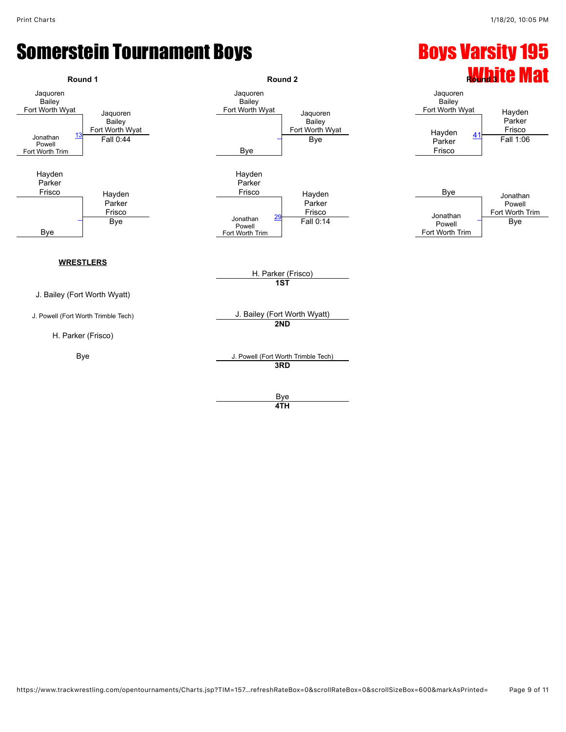# Somerstein Tournament Boys

## Boys Varsity 195
## White Mat

### Round 1

| Wrestler | Bout | Winner | Result |
|---|---|---|---|
| Jaquoren Bailey, Fort Worth Wyat vs Jonathan Powell, Fort Worth Trim | 13 | Jaquoren Bailey, Fort Worth Wyat | Fall 0:44 |
| Hayden Parker, Frisco vs Bye | – | Hayden Parker, Frisco | Bye |

### Round 2

| Wrestler | Bout | Winner | Result |
|---|---|---|---|
| Jaquoren Bailey, Fort Worth Wyat vs Bye | – | Jaquoren Bailey, Fort Worth Wyat | Bye |
| Hayden Parker, Frisco vs Jonathan Powell, Fort Worth Trim | 29 | Hayden Parker, Frisco | Fall 0:14 |

### Round 3

| Wrestler | Bout | Winner | Result |
|---|---|---|---|
| Jaquoren Bailey, Fort Worth Wyat vs Hayden Parker, Frisco | 41 | Hayden Parker, Frisco | Fall 1:06 |
| Bye vs Jonathan Powell, Fort Worth Trim | – | Jonathan Powell, Fort Worth Trim | Bye |

**WRESTLERS**

J. Bailey (Fort Worth Wyatt)

J. Powell (Fort Worth Trimble Tech)

H. Parker (Frisco)

Bye

| Place | Wrestler |
|---|---|
| 1ST | H. Parker (Frisco) |
| 2ND | J. Bailey (Fort Worth Wyatt) |
| 3RD | J. Powell (Fort Worth Trimble Tech) |
| 4TH | Bye |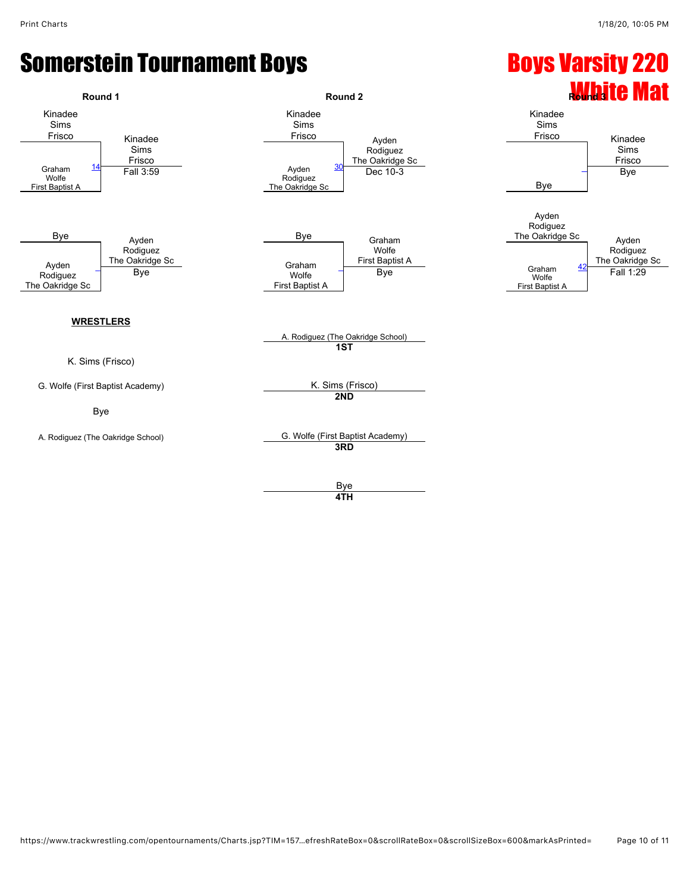# Somerstein Tournament Boys

## Boys Varsity 220

## White Mat

### Round 1

| Wrestler 1 | Wrestler 2 | Bout | Winner | Result |
|---|---|---|---|---|
| Kinadee Sims Frisco | Graham Wolfe First Baptist A | 14 | Kinadee Sims Frisco | Fall 3:59 |
| Bye | Ayden Rodiguez The Oakridge Sc | – | Ayden Rodiguez The Oakridge Sc | Bye |

### Round 2

| Wrestler 1 | Wrestler 2 | Bout | Winner | Result |
|---|---|---|---|---|
| Kinadee Sims Frisco | Ayden Rodiguez The Oakridge Sc | 30 | Ayden Rodiguez The Oakridge Sc | Dec 10-3 |
| Bye | Graham Wolfe First Baptist A | – | Graham Wolfe First Baptist A | Bye |

### Round 3

| Wrestler 1 | Wrestler 2 | Bout | Winner | Result |
|---|---|---|---|---|
| Kinadee Sims Frisco | Bye | – | Kinadee Sims Frisco | Bye |
| Ayden Rodiguez The Oakridge Sc | Graham Wolfe First Baptist A | 42 | Ayden Rodiguez The Oakridge Sc | Fall 1:29 |

**WRESTLERS**

K. Sims (Frisco)

G. Wolfe (First Baptist Academy)

Bye

A. Rodiguez (The Oakridge School)

| Place | Wrestler |
|---|---|
| 1ST | A. Rodiguez (The Oakridge School) |
| 2ND | K. Sims (Frisco) |
| 3RD | G. Wolfe (First Baptist Academy) |
| 4TH | Bye |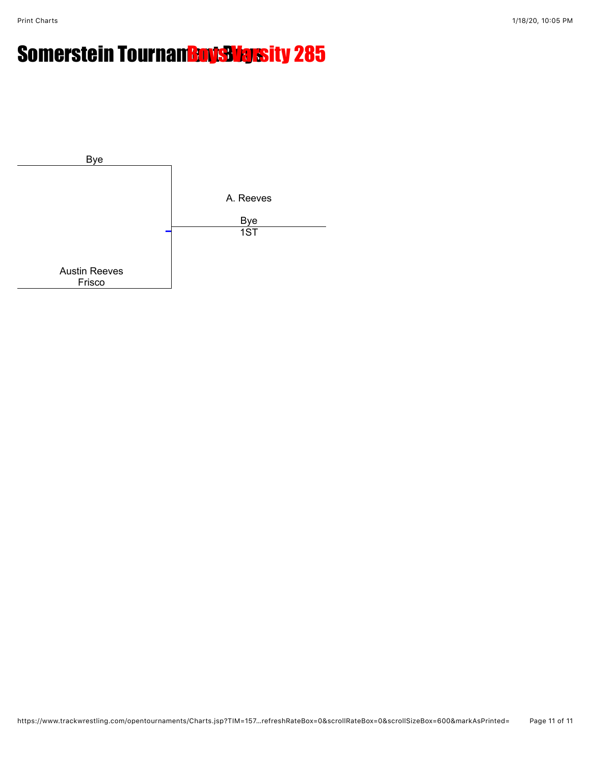# Somerstein Tournament Boys Varsity 285

Bye

A. Reeves

Bye

1ST

Austin Reeves

Frisco